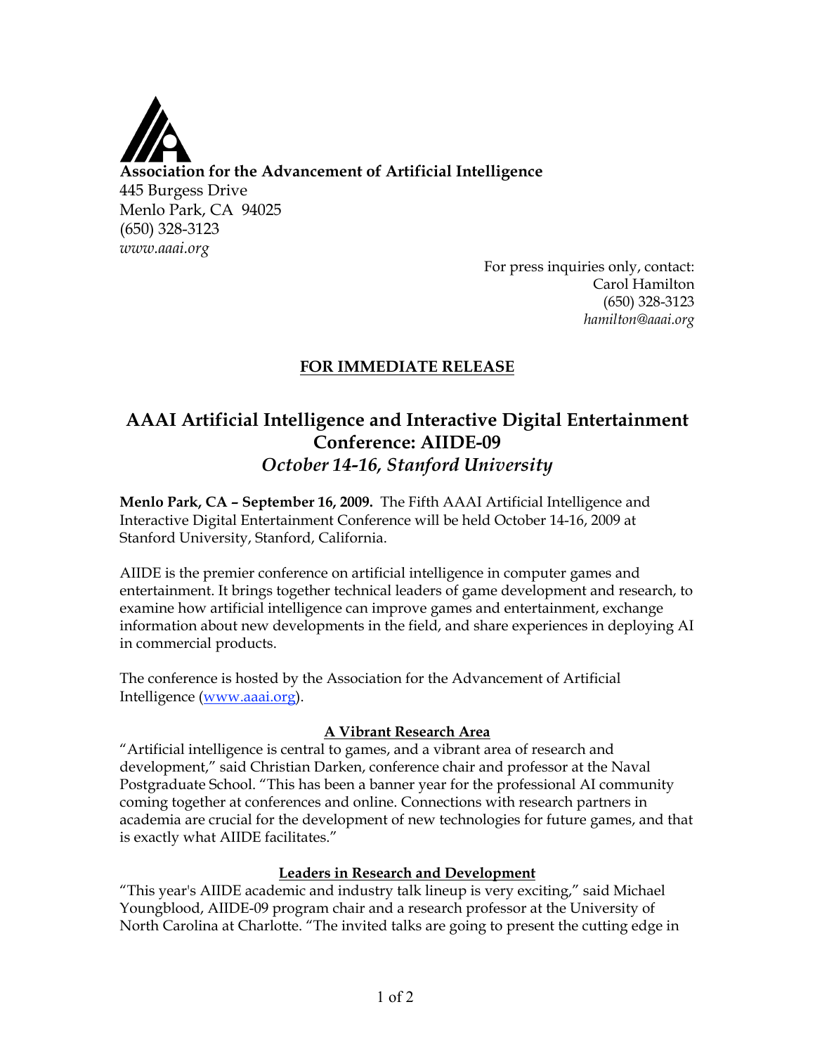**Association for the Advancement of Artificial Intelligence**
445 Burgess Drive
Menlo Park, CA 94025
(650) 328-3123
*www.aaai.org*

For press inquiries only, contact:
Carol Hamilton
(650) 328-3123
*hamilton@aaai.org*

**FOR IMMEDIATE RELEASE**

# AAAI Artificial Intelligence and Interactive Digital Entertainment Conference: AIIDE-09

## *October 14-16, Stanford University*

**Menlo Park, CA – September 16, 2009.** The Fifth AAAI Artificial Intelligence and Interactive Digital Entertainment Conference will be held October 14-16, 2009 at Stanford University, Stanford, California.

AIIDE is the premier conference on artificial intelligence in computer games and entertainment. It brings together technical leaders of game development and research, to examine how artificial intelligence can improve games and entertainment, exchange information about new developments in the field, and share experiences in deploying AI in commercial products.

The conference is hosted by the Association for the Advancement of Artificial Intelligence (www.aaai.org).

### A Vibrant Research Area

"Artificial intelligence is central to games, and a vibrant area of research and development," said Christian Darken, conference chair and professor at the Naval Postgraduate School. "This has been a banner year for the professional AI community coming together at conferences and online. Connections with research partners in academia are crucial for the development of new technologies for future games, and that is exactly what AIIDE facilitates."

### Leaders in Research and Development

"This year's AIIDE academic and industry talk lineup is very exciting," said Michael Youngblood, AIIDE-09 program chair and a research professor at the University of North Carolina at Charlotte. "The invited talks are going to present the cutting edge in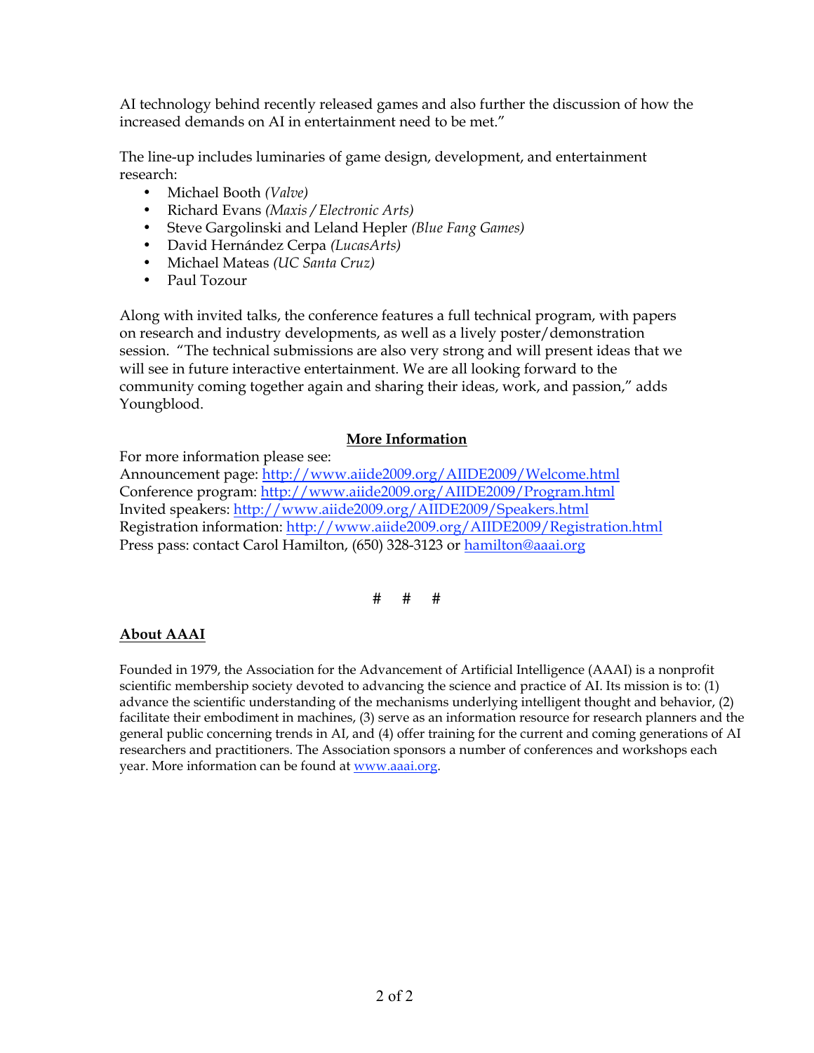AI technology behind recently released games and also further the discussion of how the increased demands on AI in entertainment need to be met."

The line-up includes luminaries of game design, development, and entertainment research:

- Michael Booth *(Valve)*
- Richard Evans *(Maxis / Electronic Arts)*
- Steve Gargolinski and Leland Hepler *(Blue Fang Games)*
- David Hernández Cerpa *(LucasArts)*
- Michael Mateas *(UC Santa Cruz)*
- Paul Tozour

Along with invited talks, the conference features a full technical program, with papers on research and industry developments, as well as a lively poster/demonstration session. "The technical submissions are also very strong and will present ideas that we will see in future interactive entertainment. We are all looking forward to the community coming together again and sharing their ideas, work, and passion," adds Youngblood.

## More Information

For more information please see:
Announcement page: http://www.aiide2009.org/AIIDE2009/Welcome.html
Conference program: http://www.aiide2009.org/AIIDE2009/Program.html
Invited speakers: http://www.aiide2009.org/AIIDE2009/Speakers.html
Registration information: http://www.aiide2009.org/AIIDE2009/Registration.html
Press pass: contact Carol Hamilton, (650) 328-3123 or hamilton@aaai.org

# # #

## About AAAI

Founded in 1979, the Association for the Advancement of Artificial Intelligence (AAAI) is a nonprofit scientific membership society devoted to advancing the science and practice of AI. Its mission is to: (1) advance the scientific understanding of the mechanisms underlying intelligent thought and behavior, (2) facilitate their embodiment in machines, (3) serve as an information resource for research planners and the general public concerning trends in AI, and (4) offer training for the current and coming generations of AI researchers and practitioners. The Association sponsors a number of conferences and workshops each year. More information can be found at www.aaai.org.